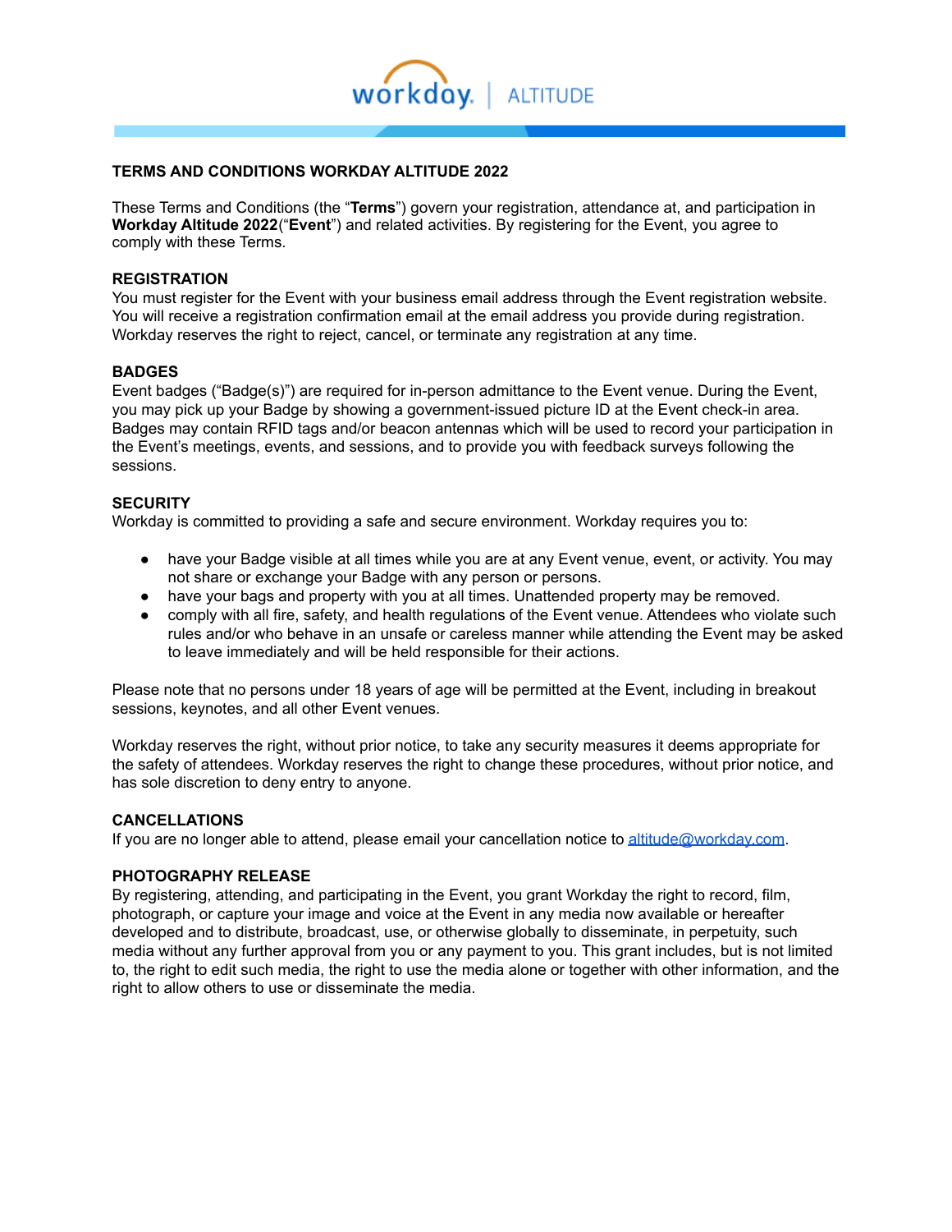workday. | ALTITUDE

## TERMS AND CONDITIONS WORKDAY ALTITUDE 2022

These Terms and Conditions (the "**Terms**") govern your registration, attendance at, and participation in **Workday Altitude 2022**("**Event**") and related activities. By registering for the Event, you agree to comply with these Terms.

### REGISTRATION

You must register for the Event with your business email address through the Event registration website. You will receive a registration confirmation email at the email address you provide during registration. Workday reserves the right to reject, cancel, or terminate any registration at any time.

### BADGES

Event badges ("Badge(s)") are required for in-person admittance to the Event venue. During the Event, you may pick up your Badge by showing a government-issued picture ID at the Event check-in area. Badges may contain RFID tags and/or beacon antennas which will be used to record your participation in the Event's meetings, events, and sessions, and to provide you with feedback surveys following the sessions.

### SECURITY

Workday is committed to providing a safe and secure environment. Workday requires you to:

- have your Badge visible at all times while you are at any Event venue, event, or activity. You may not share or exchange your Badge with any person or persons.
- have your bags and property with you at all times. Unattended property may be removed.
- comply with all fire, safety, and health regulations of the Event venue. Attendees who violate such rules and/or who behave in an unsafe or careless manner while attending the Event may be asked to leave immediately and will be held responsible for their actions.

Please note that no persons under 18 years of age will be permitted at the Event, including in breakout sessions, keynotes, and all other Event venues.

Workday reserves the right, without prior notice, to take any security measures it deems appropriate for the safety of attendees. Workday reserves the right to change these procedures, without prior notice, and has sole discretion to deny entry to anyone.

### CANCELLATIONS

If you are no longer able to attend, please email your cancellation notice to altitude@workday.com.

### PHOTOGRAPHY RELEASE

By registering, attending, and participating in the Event, you grant Workday the right to record, film, photograph, or capture your image and voice at the Event in any media now available or hereafter developed and to distribute, broadcast, use, or otherwise globally to disseminate, in perpetuity, such media without any further approval from you or any payment to you. This grant includes, but is not limited to, the right to edit such media, the right to use the media alone or together with other information, and the right to allow others to use or disseminate the media.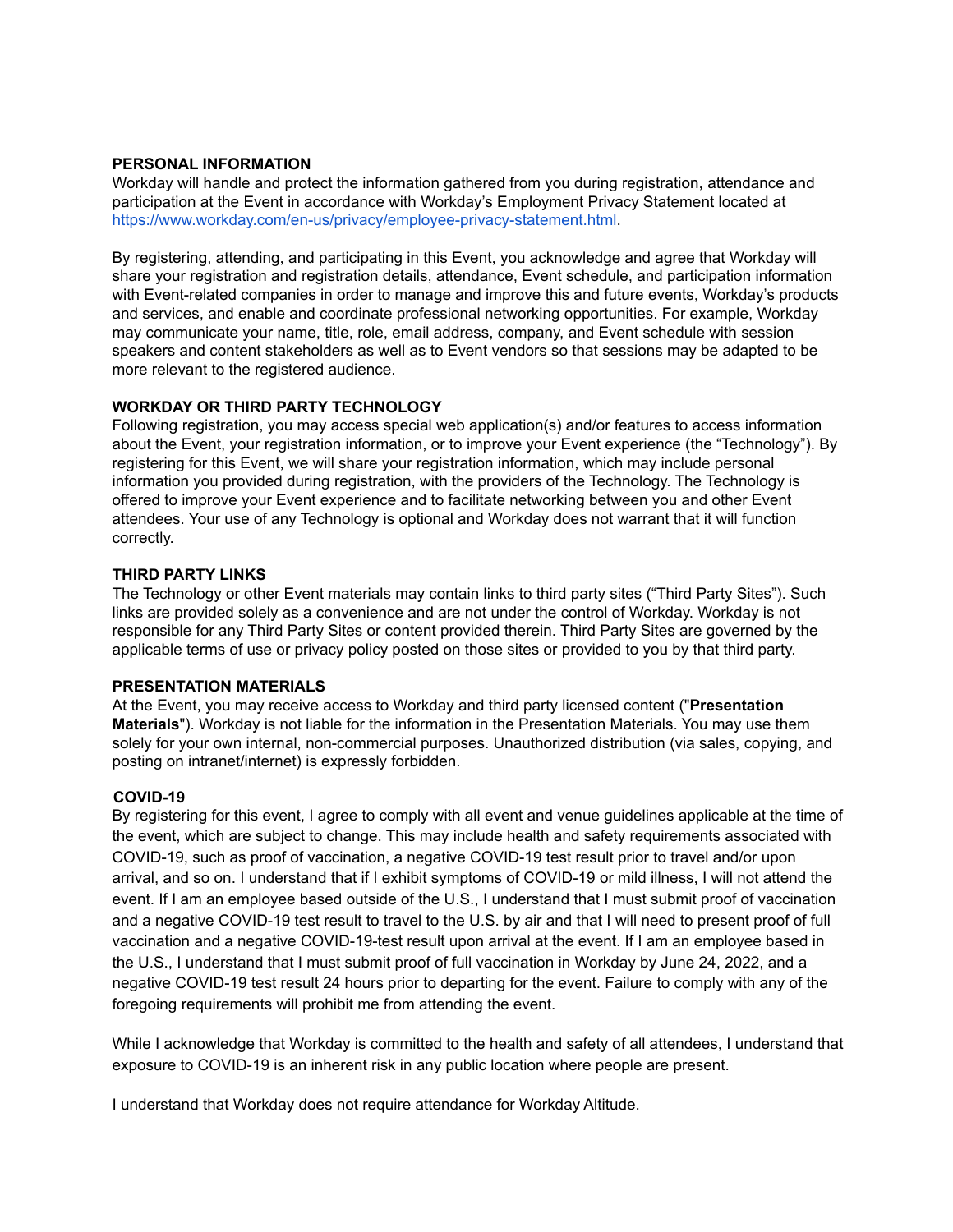**PERSONAL INFORMATION**
Workday will handle and protect the information gathered from you during registration, attendance and participation at the Event in accordance with Workday's Employment Privacy Statement located at [https://www.workday.com/en-us/privacy/employee-privacy-statement.html](https://www.workday.com/en-us/privacy/employee-privacy-statement.html).

By registering, attending, and participating in this Event, you acknowledge and agree that Workday will share your registration and registration details, attendance, Event schedule, and participation information with Event-related companies in order to manage and improve this and future events, Workday's products and services, and enable and coordinate professional networking opportunities. For example, Workday may communicate your name, title, role, email address, company, and Event schedule with session speakers and content stakeholders as well as to Event vendors so that sessions may be adapted to be more relevant to the registered audience.

**WORKDAY OR THIRD PARTY TECHNOLOGY**
Following registration, you may access special web application(s) and/or features to access information about the Event, your registration information, or to improve your Event experience (the "Technology"). By registering for this Event, we will share your registration information, which may include personal information you provided during registration, with the providers of the Technology. The Technology is offered to improve your Event experience and to facilitate networking between you and other Event attendees. Your use of any Technology is optional and Workday does not warrant that it will function correctly.

**THIRD PARTY LINKS**
The Technology or other Event materials may contain links to third party sites ("Third Party Sites"). Such links are provided solely as a convenience and are not under the control of Workday. Workday is not responsible for any Third Party Sites or content provided therein. Third Party Sites are governed by the applicable terms of use or privacy policy posted on those sites or provided to you by that third party.

**PRESENTATION MATERIALS**
At the Event, you may receive access to Workday and third party licensed content ("**Presentation Materials**"). Workday is not liable for the information in the Presentation Materials. You may use them solely for your own internal, non-commercial purposes. Unauthorized distribution (via sales, copying, and posting on intranet/internet) is expressly forbidden.

**COVID-19**
By registering for this event, I agree to comply with all event and venue guidelines applicable at the time of the event, which are subject to change. This may include health and safety requirements associated with COVID-19, such as proof of vaccination, a negative COVID-19 test result prior to travel and/or upon arrival, and so on. I understand that if I exhibit symptoms of COVID-19 or mild illness, I will not attend the event. If I am an employee based outside of the U.S., I understand that I must submit proof of vaccination and a negative COVID-19 test result to travel to the U.S. by air and that I will need to present proof of full vaccination and a negative COVID-19-test result upon arrival at the event. If I am an employee based in the U.S., I understand that I must submit proof of full vaccination in Workday by June 24, 2022, and a negative COVID-19 test result 24 hours prior to departing for the event. Failure to comply with any of the foregoing requirements will prohibit me from attending the event.

While I acknowledge that Workday is committed to the health and safety of all attendees, I understand that exposure to COVID-19 is an inherent risk in any public location where people are present.

I understand that Workday does not require attendance for Workday Altitude.